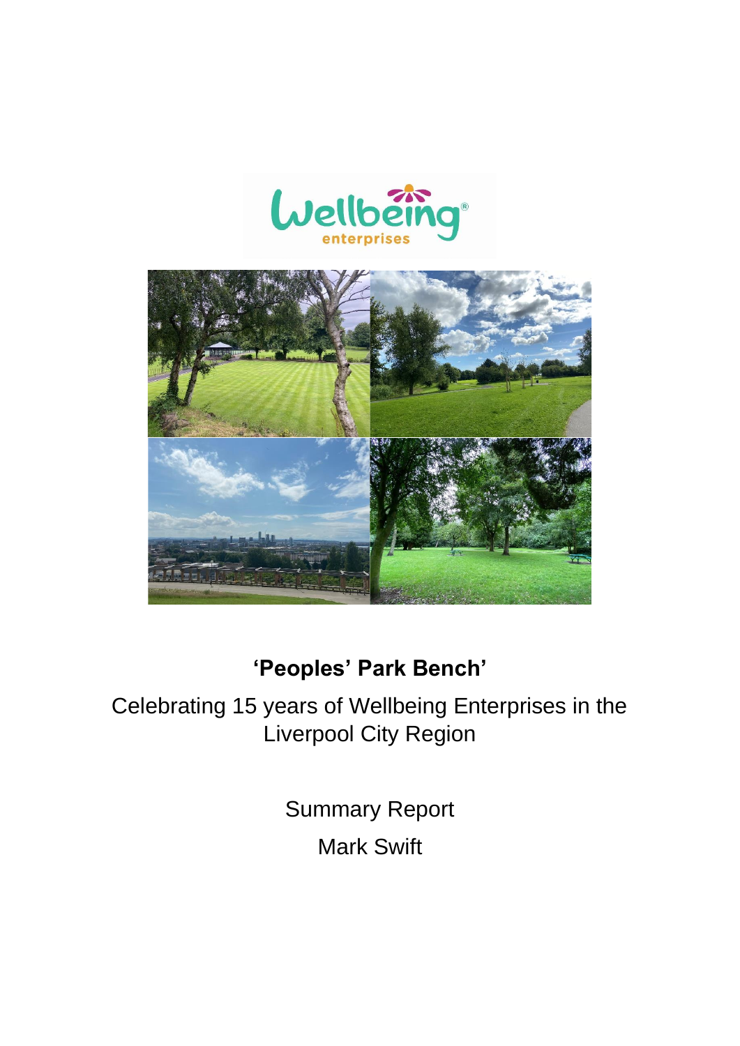# 'Peoples' Park Bench'

Celebrating 15 years of Wellbeing Enterprises in the Liverpool City Region

Summary Report

Mark Swift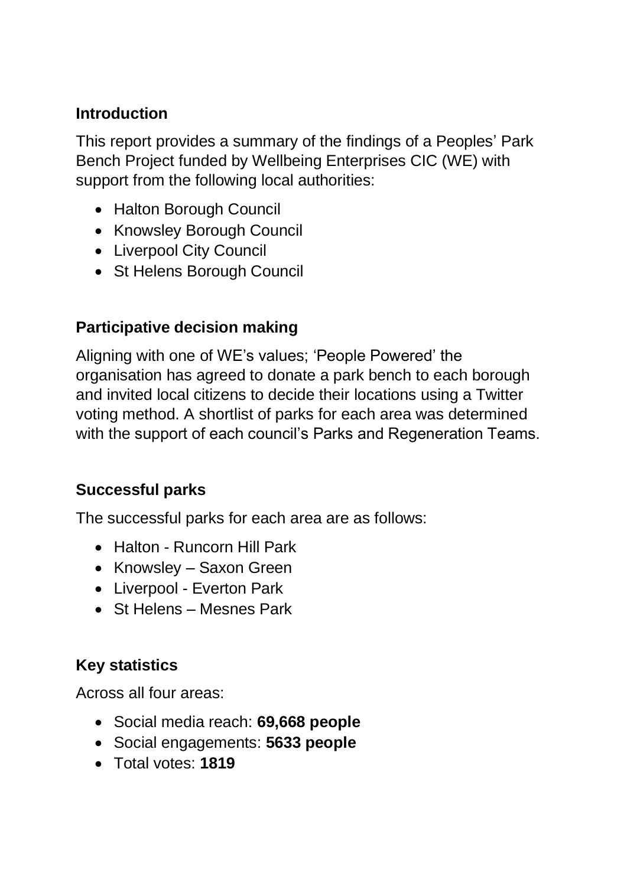## Introduction

This report provides a summary of the findings of a Peoples' Park Bench Project funded by Wellbeing Enterprises CIC (WE) with support from the following local authorities:

- Halton Borough Council
- Knowsley Borough Council
- Liverpool City Council
- St Helens Borough Council

## Participative decision making

Aligning with one of WE's values; 'People Powered' the organisation has agreed to donate a park bench to each borough and invited local citizens to decide their locations using a Twitter voting method. A shortlist of parks for each area was determined with the support of each council's Parks and Regeneration Teams.

## Successful parks

The successful parks for each area are as follows:

- Halton - Runcorn Hill Park
- Knowsley – Saxon Green
- Liverpool - Everton Park
- St Helens – Mesnes Park

## Key statistics

Across all four areas:

- Social media reach: **69,668 people**
- Social engagements: **5633 people**
- Total votes: **1819**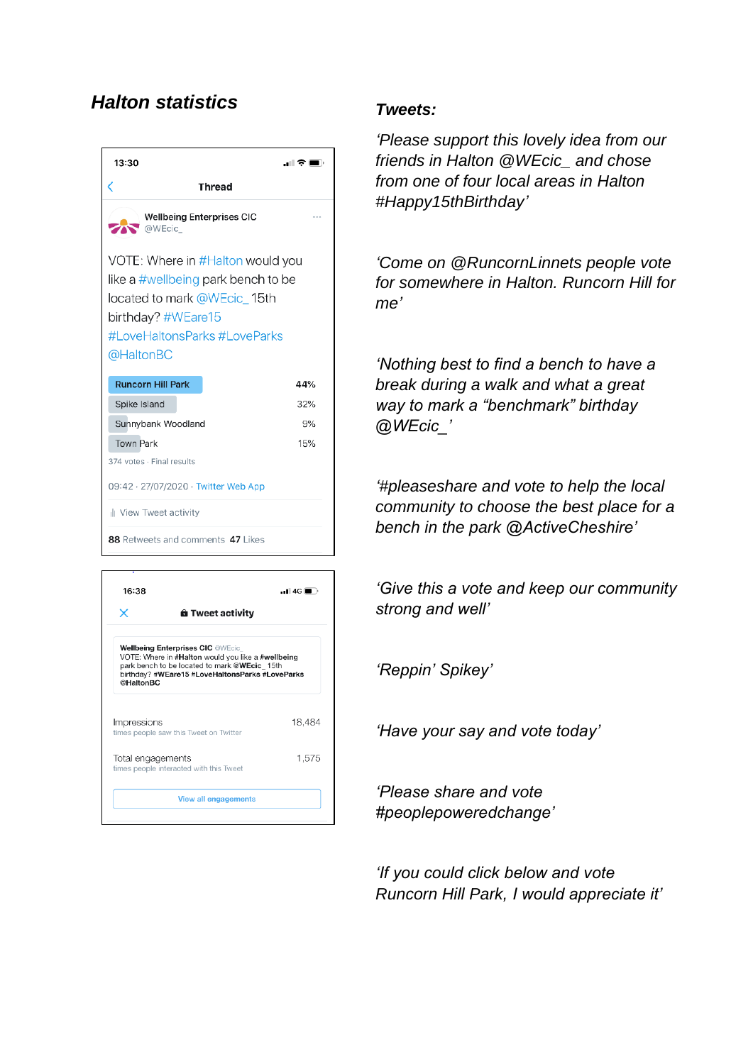## *Halton statistics*

13:30

Thread

Wellbeing Enterprises CIC
@WEcic_

VOTE: Where in #Halton would you like a #wellbeing park bench to be located to mark @WEcic_ 15th birthday? #WEare15 #LoveHaltonsParks #LoveParks @HaltonBC

| Option | Result |
| --- | --- |
| Runcorn Hill Park | 44% |
| Spike Island | 32% |
| Sunnybank Woodland | 9% |
| Town Park | 15% |

374 votes · Final results

09:42 · 27/07/2020 · Twitter Web App

View Tweet activity

**88** Retweets and comments **47** Likes

16:38

Tweet activity

**Wellbeing Enterprises CIC** @WEcic_
VOTE: Where in **#Halton** would you like a **#wellbeing** park bench to be located to mark **@WEcic_** 15th birthday? **#WEare15 #LoveHaltonsParks #LoveParks @HaltonBC**

| | |
| --- | --- |
| Impressions (times people saw this Tweet on Twitter) | 18,484 |
| Total engagements (times people interacted with this Tweet) | 1,575 |

View all engagements

## *Tweets:*

*'Please support this lovely idea from our friends in Halton @WEcic_ and chose from one of four local areas in Halton #Happy15thBirthday'*

*'Come on @RuncornLinnets people vote for somewhere in Halton. Runcorn Hill for me'*

*'Nothing best to find a bench to have a break during a walk and what a great way to mark a "benchmark" birthday @WEcic_'*

*'#pleaseshare and vote to help the local community to choose the best place for a bench in the park @ActiveCheshire'*

*'Give this a vote and keep our community strong and well'*

*'Reppin' Spikey'*

*'Have your say and vote today'*

*'Please share and vote #peoplepoweredchange'*

*'If you could click below and vote Runcorn Hill Park, I would appreciate it'*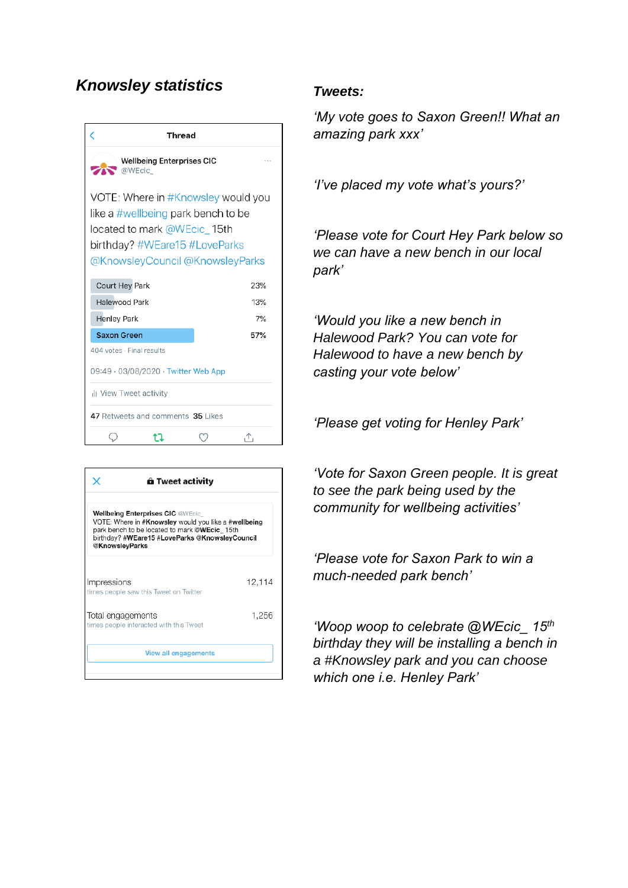## *Knowsley statistics*

Thread

Wellbeing Enterprises CIC
@WEcic_

VOTE: Where in #Knowsley would you like a #wellbeing park bench to be located to mark @WEcic_ 15th birthday? #WEare15 #LoveParks @KnowsleyCouncil @KnowsleyParks

| Option | Result |
| --- | --- |
| Court Hey Park | 23% |
| Halewood Park | 13% |
| Henley Park | 7% |
| **Saxon Green** | **57%** |

404 votes · Final results

09:49 · 03/08/2020 · Twitter Web App

View Tweet activity

**47** Retweets and comments **35** Likes

Tweet activity

**Wellbeing Enterprises CIC** @WEcic_
VOTE: Where in **#Knowsley** would you like a **#wellbeing** park bench to be located to mark **@WEcic_** 15th birthday? **#WEare15 #LoveParks @KnowsleyCouncil @KnowsleyParks**

| | |
| --- | --- |
| Impressions<br>times people saw this Tweet on Twitter | 12,114 |
| Total engagements<br>times people interacted with this Tweet | 1,256 |

View all engagements

### *Tweets:*

*'My vote goes to Saxon Green!! What an amazing park xxx'*

*'I've placed my vote what's yours?'*

*'Please vote for Court Hey Park below so we can have a new bench in our local park'*

*'Would you like a new bench in Halewood Park? You can vote for Halewood to have a new bench by casting your vote below'*

*'Please get voting for Henley Park'*

*'Vote for Saxon Green people. It is great to see the park being used by the community for wellbeing activities'*

*'Please vote for Saxon Park to win a much-needed park bench'*

*'Woop woop to celebrate @WEcic_ 15th birthday they will be installing a bench in a #Knowsley park and you can choose which one i.e. Henley Park'*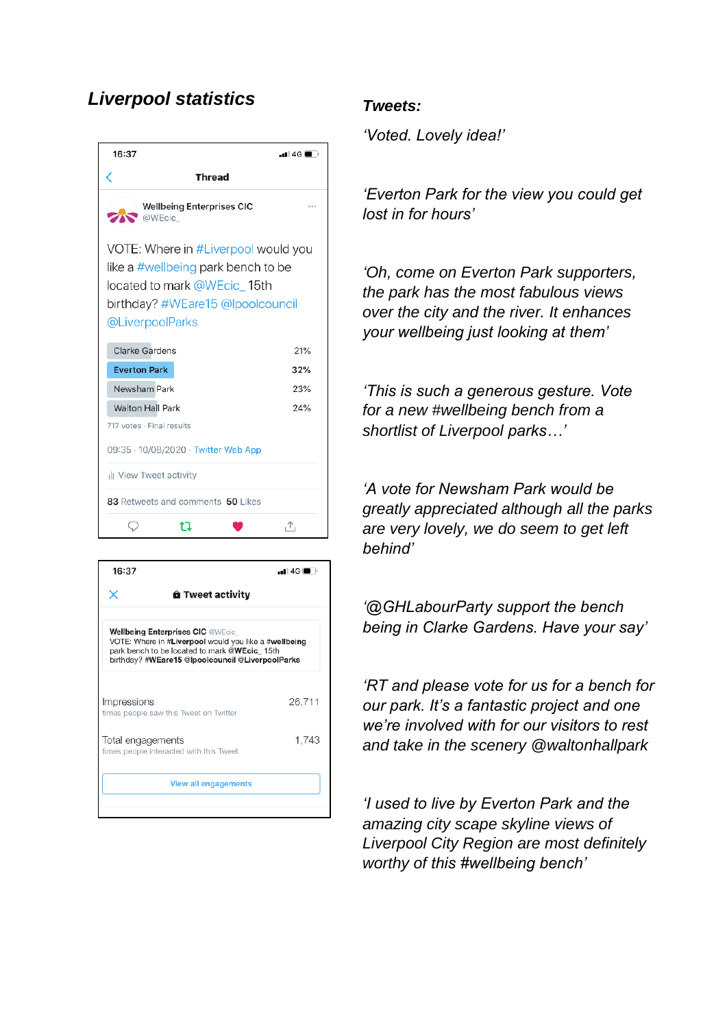## *Liverpool statistics*

16:37

Thread

Wellbeing Enterprises CIC
@WEcic_

VOTE: Where in #Liverpool would you like a #wellbeing park bench to be located to mark @WEcic_ 15th birthday? #WEare15 @lpoolcouncil @LiverpoolParks

| Option | Result |
|---|---|
| Clarke Gardens | 21% |
| Everton Park | 32% |
| Newsham Park | 23% |
| Walton Hall Park | 24% |

717 votes · Final results

09:35 · 10/08/2020 · Twitter Web App

View Tweet activity

83 Retweets and comments 50 Likes

16:37

Tweet activity

Wellbeing Enterprises CIC @WEcic
VOTE: Where in #Liverpool would you like a #wellbeing park bench to be located to mark @WEcic_ 15th birthday? #WEare15 @lpoolcouncil @LiverpoolParks

| | |
|---|---|
| Impressions (times people saw this Tweet on Twitter) | 26,711 |
| Total engagements (times people interacted with this Tweet) | 1,743 |

View all engagements

### *Tweets:*

*'Voted. Lovely idea!'*

*'Everton Park for the view you could get lost in for hours'*

*'Oh, come on Everton Park supporters, the park has the most fabulous views over the city and the river. It enhances your wellbeing just looking at them'*

*'This is such a generous gesture. Vote for a new #wellbeing bench from a shortlist of Liverpool parks…'*

*'A vote for Newsham Park would be greatly appreciated although all the parks are very lovely, we do seem to get left behind'*

*'@GHLabourParty support the bench being in Clarke Gardens. Have your say'*

*'RT and please vote for us for a bench for our park. It's a fantastic project and one we're involved with for our visitors to rest and take in the scenery @waltonhallpark*

*'I used to live by Everton Park and the amazing city scape skyline views of Liverpool City Region are most definitely worthy of this #wellbeing bench'*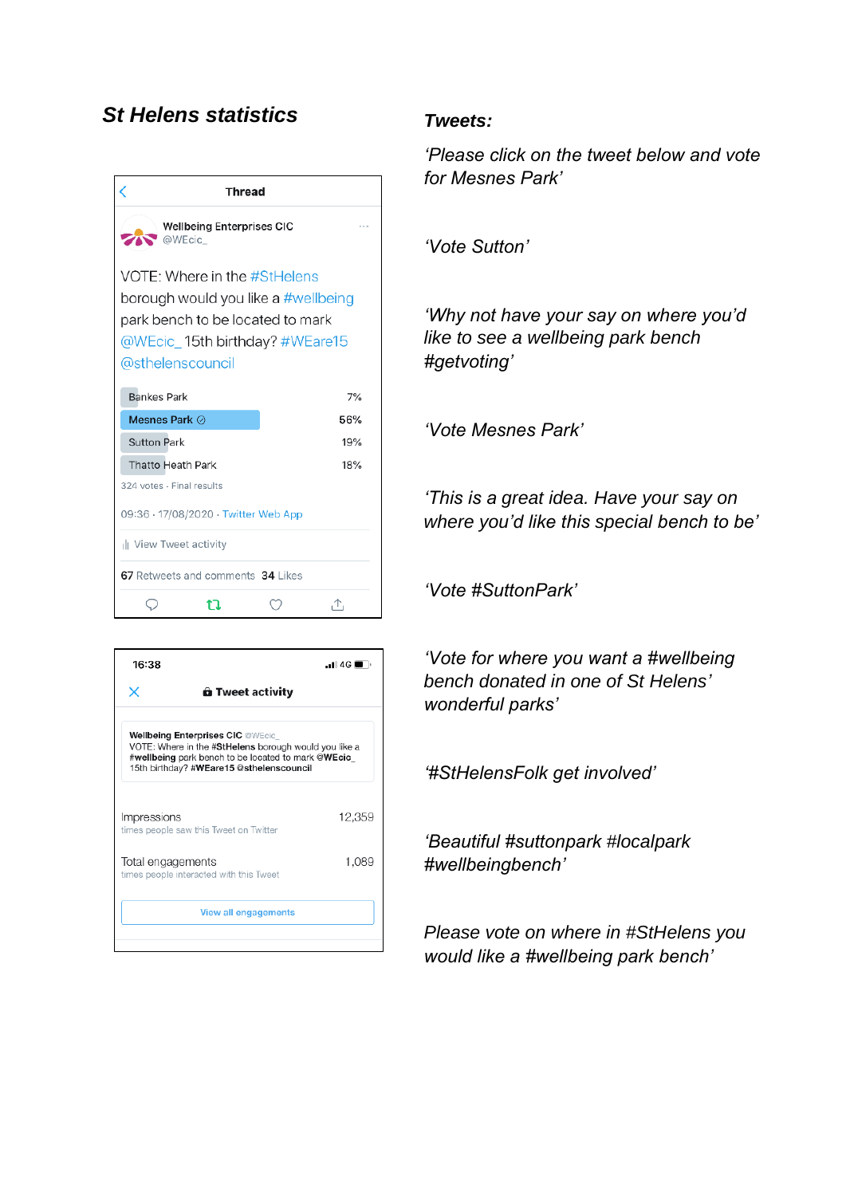## *St Helens statistics*

**Thread**

Wellbeing Enterprises CIC
@WEcic_

VOTE: Where in the #StHelens borough would you like a #wellbeing park bench to be located to mark @WEcic_ 15th birthday? #WEare15 @sthelenscouncil

| Option | Result |
|---|---|
| Bankes Park | 7% |
| Mesnes Park | 56% |
| Sutton Park | 19% |
| Thatto Heath Park | 18% |

324 votes · Final results

09:36 · 17/08/2020 · Twitter Web App

View Tweet activity

67 Retweets and comments 34 Likes

16:38 4G

**Tweet activity**

Wellbeing Enterprises CIC @WEcic_
VOTE: Where in the #StHelens borough would you like a #wellbeing park bench to be located to mark @WEcic_ 15th birthday? #WEare15 @sthelenscouncil

| | |
|---|---|
| Impressions<br>times people saw this Tweet on Twitter | 12,359 |
| Total engagements<br>times people interacted with this Tweet | 1,089 |

View all engagements

## *Tweets:*

*'Please click on the tweet below and vote for Mesnes Park'*

*'Vote Sutton'*

*'Why not have your say on where you'd like to see a wellbeing park bench #getvoting'*

*'Vote Mesnes Park'*

*'This is a great idea. Have your say on where you'd like this special bench to be'*

*'Vote #SuttonPark'*

*'Vote for where you want a #wellbeing bench donated in one of St Helens' wonderful parks'*

*'#StHelensFolk get involved'*

*'Beautiful #suttonpark #localpark #wellbeingbench'*

*Please vote on where in #StHelens you would like a #wellbeing park bench'*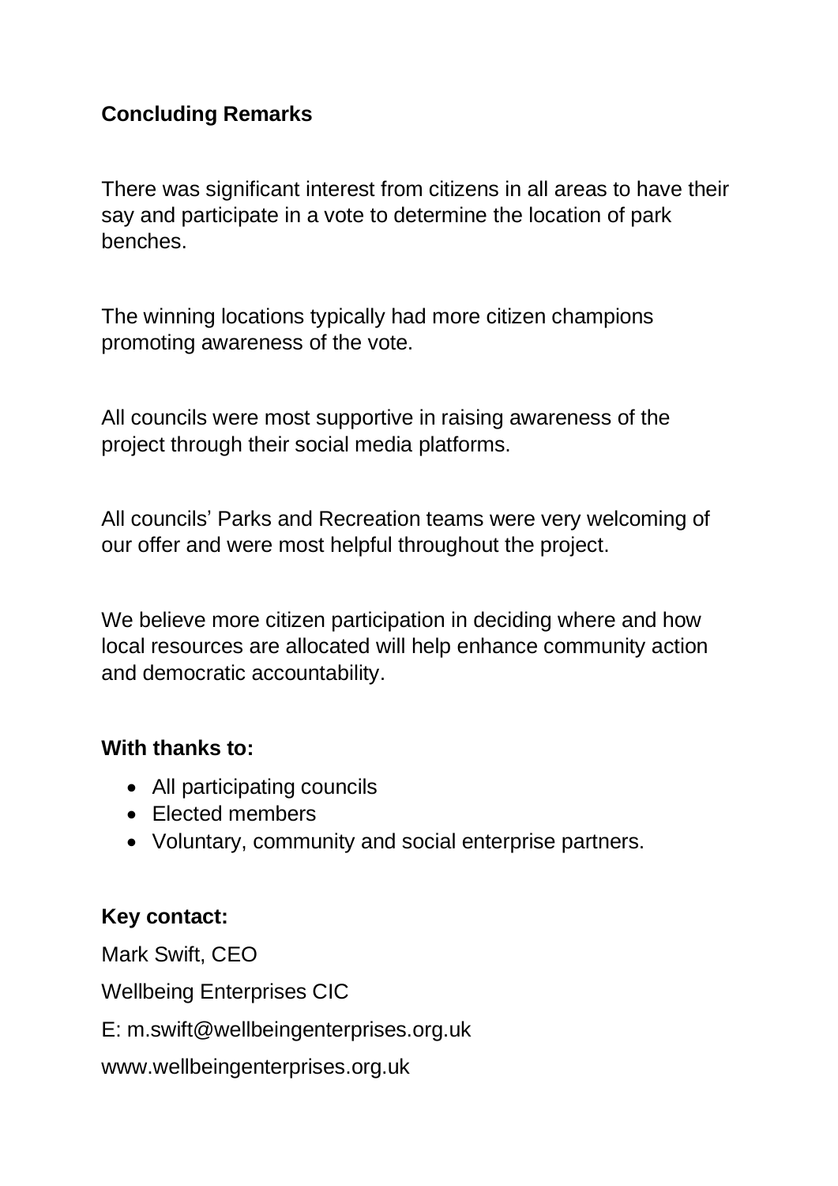## Concluding Remarks

There was significant interest from citizens in all areas to have their say and participate in a vote to determine the location of park benches.

The winning locations typically had more citizen champions promoting awareness of the vote.

All councils were most supportive in raising awareness of the project through their social media platforms.

All councils' Parks and Recreation teams were very welcoming of our offer and were most helpful throughout the project.

We believe more citizen participation in deciding where and how local resources are allocated will help enhance community action and democratic accountability.

**With thanks to:**

- All participating councils
- Elected members
- Voluntary, community and social enterprise partners.

**Key contact:**

Mark Swift, CEO

Wellbeing Enterprises CIC

E: m.swift@wellbeingenterprises.org.uk

www.wellbeingenterprises.org.uk